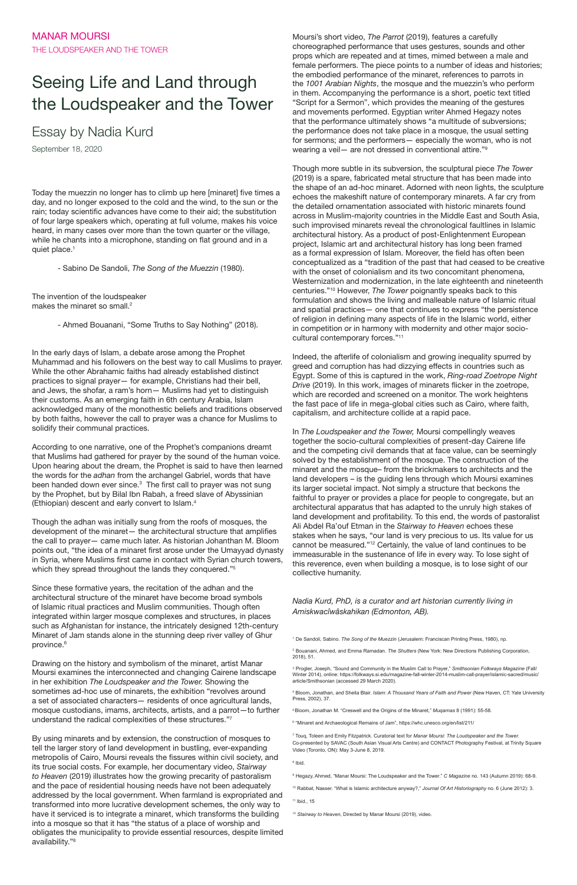MANAR MOURSI

THE LOUDSPEAKER AND THE TOWER

# Seeing Life and Land through the Loudspeaker and the Tower

## Essay by Nadia Kurd

September 18, 2020

Today the muezzin no longer has to climb up here [minaret] five times a day, and no longer exposed to the cold and the wind, to the sun or the rain; today scientific advances have come to their aid; the substitution of four large speakers which, operating at full volume, makes his voice heard, in many cases over more than the town quarter or the village, while he chants into a microphone, standing on flat ground and in a quiet place.[1]

- Sabino De Sandoli, *The Song of the Muezzin* (1980).

The invention of the loudspeaker
makes the minaret so small.[2]

- Ahmed Bouanani, "Some Truths to Say Nothing" (2018).

In the early days of Islam, a debate arose among the Prophet Muhammad and his followers on the best way to call Muslims to prayer. While the other Abrahamic faiths had already established distinct practices to signal prayer— for example, Christians had their bell, and Jews, the shofar, a ram's horn— Muslims had yet to distinguish their customs. As an emerging faith in 6th century Arabia, Islam acknowledged many of the monothestic beliefs and traditions observed by both faiths, however the call to prayer was a chance for Muslims to solidify their communal practices.

According to one narrative, one of the Prophet's companions dreamt that Muslims had gathered for prayer by the sound of the human voice. Upon hearing about the dream, the Prophet is said to have then learned the words for the *adhan* from the archangel Gabriel, words that have been handed down ever since.[3] The first call to prayer was not sung by the Prophet, but by Bilal Ibn Rabah, a freed slave of Abyssinian (Ethiopian) descent and early convert to Islam.[4]

Though the adhan was initially sung from the roofs of mosques, the development of the minaret— the architectural structure that amplifies the call to prayer— came much later. As historian Johanthan M. Bloom points out, "the idea of a minaret first arose under the Umayyad dynasty in Syria, where Muslims first came in contact with Syrian church towers, which they spread throughout the lands they conquered."[5]

Since these formative years, the recitation of the adhan and the architectural structure of the minaret have become broad symbols of Islamic ritual practices and Muslim communities. Though often integrated within larger mosque complexes and structures, in places such as Afghanistan for instance, the intricately designed 12th-century Minaret of Jam stands alone in the stunning deep river valley of Ghur province.[6]

Drawing on the history and symbolism of the minaret, artist Manar Moursi examines the interconnected and changing Cairene landscape in her exhibition *The Loudspeaker and the Tower.* Showing the sometimes ad-hoc use of minarets, the exhibition "revolves around a set of associated characters— residents of once agricultural lands, mosque custodians, imams, architects, artists, and a parrot—to further understand the radical complexities of these structures."[7]

By using minarets and by extension, the construction of mosques to tell the larger story of land development in bustling, ever-expanding metropolis of Cairo, Moursi reveals the fissures within civil society, and its true social costs. For example, her documentary video, *Stairway to Heaven* (2019) illustrates how the growing precarity of pastoralism and the pace of residential housing needs have not been adequately addressed by the local government. When farmland is expropriated and transformed into more lucrative development schemes, the only way to have it serviced is to integrate a minaret, which transforms the building into a mosque so that it has "the status of a place of worship and obligates the municipality to provide essential resources, despite limited availability."[8]

Moursi's short video, *The Parrot* (2019), features a carefully choreographed performance that uses gestures, sounds and other props which are repeated and at times, mimed between a male and female performers. The piece points to a number of ideas and histories; the embodied performance of the minaret, references to parrots in the *1001 Arabian Nights*, the mosque and the muezzin's who perform in them. Accompanying the performance is a short, poetic text titled "Script for a Sermon", which provides the meaning of the gestures and movements performed. Egyptian writer Ahmed Hegazy notes that the performance ultimately shows "a multitude of subversions; the performance does not take place in a mosque, the usual setting for sermons; and the performers— especially the woman, who is not wearing a veil— are not dressed in conventional attire."[9]

Though more subtle in its subversion, the sculptural piece *The Tower* (2019) is a spare, fabricated metal structure that has been made into the shape of an ad-hoc minaret. Adorned with neon lights, the sculpture echoes the makeshift nature of contemporary minarets. A far cry from the detailed ornamentation associated with historic minarets found across in Muslim-majority countries in the Middle East and South Asia, such improvised minarets reveal the chronological faultlines in Islamic architectural history. As a product of post-Enlightenment European project, Islamic art and architectural history has long been framed as a formal expression of Islam. Moreover, the field has often been conceptualized as a "tradition of the past that had ceased to be creative with the onset of colonialism and its two concomitant phenomena, Westernization and modernization, in the late eighteenth and nineteenth centuries."[10] However, *The Tower* poignantly speaks back to this formulation and shows the living and malleable nature of Islamic ritual and spatial practices— one that continues to express "the persistence of religion in defining many aspects of life in the Islamic world, either in competition or in harmony with modernity and other major socio-cultural contemporary forces."[11]

Indeed, the afterlife of colonialism and growing inequality spurred by greed and corruption has had dizzying effects in countries such as Egypt. Some of this is captured in the work, *Ring-road Zoetrope Night Drive* (2019). In this work, images of minarets flicker in the zoetrope, which are recorded and screened on a monitor. The work heightens the fast pace of life in mega-global cities such as Cairo, where faith, capitalism, and architecture collide at a rapid pace.

In *The Loudspeaker and the Tower,* Moursi compellingly weaves together the socio-cultural complexities of present-day Cairene life and the competing civil demands that at face value, can be seemingly solved by the establishment of the mosque. The construction of the minaret and the mosque– from the brickmakers to architects and the land developers – is the guiding lens through which Moursi examines its larger societal impact. Not simply a structure that beckons the faithful to prayer or provides a place for people to congregate, but an architectural apparatus that has adapted to the unruly high stakes of land development and profitability. To this end, the words of pastoralist Ali Abdel Ra'ouf Etman in the *Stairway to Heaven* echoes these stakes when he says, "our land is very precious to us. Its value for us cannot be measured."[12] Certainly, the value of land continues to be immeasurable in the sustenance of life in every way. To lose sight of this reverence, even when building a mosque, is to lose sight of our collective humanity.

*Nadia Kurd, PhD, is a curator and art historian currently living in Amiskwacîwâskahikan (Edmonton, AB).*

[1] De Sandoli, Sabino. *The Song of the Muezzin* (Jerusalem: Franciscan Printing Press, 1980), np.

[2] Bouanani, Ahmed, and Emma Ramadan. *The Shutters* (New York: New Directions Publishing Corporation, 2018), 51.

[3] Progler, Joseph, "Sound and Community in the Muslim Call to Prayer," *Smithsonian Folkways Magazine* (Fall/Winter 2014), online: https://folkways.si.edu/magazine-fall-winter-2014-muslim-call-prayer/islamic-sacred/music/article/Smithsonian (accessed 29 March 2020).

[4] Bloom, Jonathan, and Sheila Blair. *Islam: A Thousand Years of Faith and Power* (New Haven, CT: Yale University Press, 2002), 37.

[5] Bloom, Jonathan M. "Creswell and the Origins of the Minaret," *Muqarnas* 8 (1991): 55-58.

[6] "Minaret and Archaeological Remains of Jam", https://whc.unesco.org/en/list/211/

[7] Touq, Toleen and Emily Fitzpatrick. Curatorial text for *Manar Moursi: The Loudspeaker and the Tower.* Co-presented by SAVAC (South Asian Visual Arts Centre) and CONTACT Photography Festival, at Trinity Square Video (Toronto, ON): May 3-June 8, 2019.

[8] Ibid.

[9] Hegazy, Ahmed, "Manar Moursi: The Loudspeaker and the Tower." *C Magazine* no. 143 (Autumn 2019): 68-9.

[10] Rabbat, Nasser. "What is Islamic architecture anyway?," *Journal Of Art Historiography* no. 6 (June 2012): 3.

[11] Ibid., 15

[12] *Stairway to Heaven*, Directed by Manar Moursi (2019), video.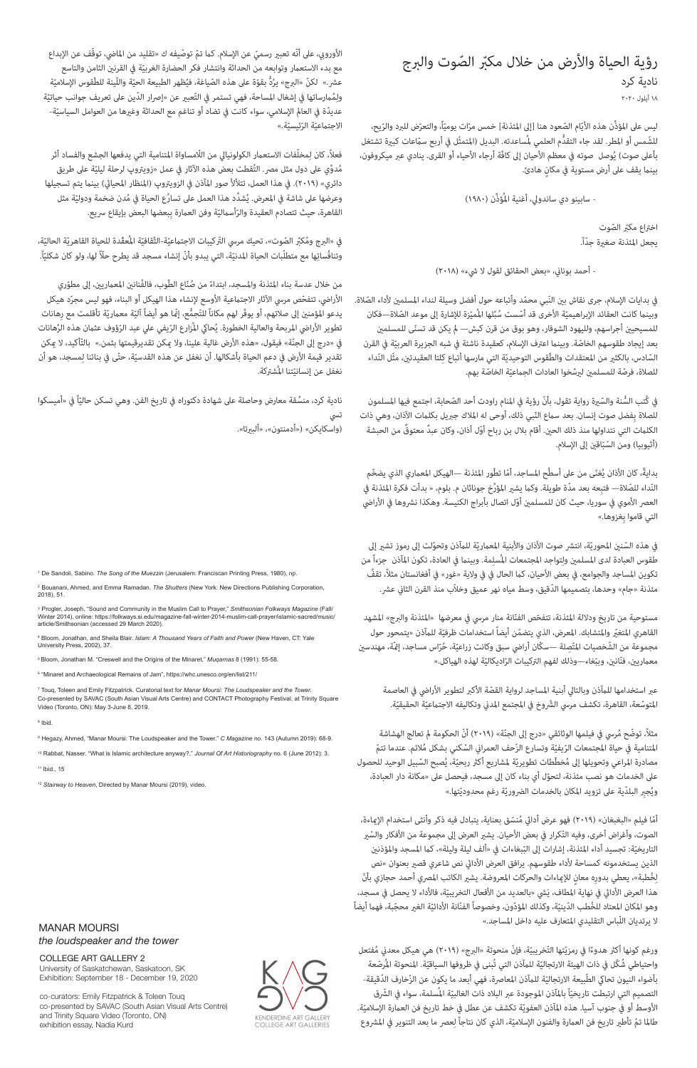# رؤية الحياة والأرض من خلال مكبّر الصّوت والبرج

نادية كرد

١٨ أيلول ٢٠٢٠

ليس على المؤذّن هذه الأيّام الصّعود هنا [إلى المئذنة] خمس مرّات يوميّاً، والتعرّض للبرد والرّيح، للشّمس أو المطر. لقد جاء التقدُّم العلمي لمُساعدته. البديل (المتمثّل في أربع سمّاعات كبيرة تشتغل بأعلى صوت) يُوصل صوته في معظم الأحيان إلى كافّة أرجاء الأحياء أو القرى. ينادي عبر ميكروفون، بينما يقف على أرض مستوية في مكانٍ هادئ.

- سابينو دي ساندولي، أغنية المؤذّن (١٩٨٠)

اختراع مكبّر الصّوت
يجعل المئذنة صغيرة جدّاً.

- أحمد بوناني، «بعض الحقائق لقول لا شيء» (٢٠١٨)

في بدايات الإسلام، جرى نقاش بين النّبي محمّد وأتباعه حول أفضل وسيلة لنداء المسلمين لأداء الصّلاة. وبينما كانت العقائد الإبراهيميّة الأخرى قد أسّست سُبُلها المُميّزة للإشارة إلى موعد الصّلاة—فكان للمسيحيين أجراسهم، ولليهود الشوفار، وهو بوق من قرن كبش— لم يكن قد تسنّى للمسلمين بعد إيجاد طقوسهم الخاصّة. وبينما اعترف الإسلام، كعقيدة ناشئة في شبه الجزيرة العربيّة في القرن السّادس، بالكثير من المعتقدات والطّقوس التوحيديّة التي مارسها أتباع كِلتا العقيدتين، مثّل النّداء للصلاة، فرصةً للمسلمين ليرسّخوا العادات الجماعيّة الخاصّة بهم.

في كُتب السُّنة والسّيرة رواية تقول، بأنّ رؤية في المنام راودت أحد الصّحابة، اجتمع فيها المسلمون للصلاة بفضل صوت إنسان. بعد سماع النّبي ذلك، أوحى له الملاك جبريل بكلمات الآذان، وهي ذات الكلمات التي تداولها منذ ذلك الحين. أقام بلال بن رباح أوّل أذان، وكان عبدٌ معتوقٌ من الحبشة (أثيوبيا) ومن السّبّاقين إلى الإسلام.

بدايةً، كان الأذان يُغنّى من على أسطُح المساجد، أمّا تطوّر المئذنة —الهيكل المعماري الذي يضخّم النّداء للصّلاة— فتبعه بعد مدّة طويلة. وكما يشير المؤرّخ جوناثان م. بلوم، « بدأت فكرة المئذنة في العصر الأموي في سوريا، حيث كان للمسلمين أوّل اتصال بأبراج الكنيسة. وهكذا نشروها في الأراضي التي قاموا بغزوها.»

في هذه السّنين المحوريّة، انتشر صوت الأذان والأبنية المعماريّة للمآذن وتحوّلت إلى رموز تشير إلى طقوس العبادة لدى المسلمين ولتواجد المجتمعات المُسلمة. وبينما في العادة، تكون المآذن جزءاً من تكوين المساجد والجوامع، في بعض الأحيان، كما الحال في في ولاية «غور» في أفغانستان مثلاً، تقف مئذنة «جام» وحدها، بتصميمها الدّقيق، وسط مياه نهر عميق وخلّاب منذ القرن الثاني عشر.

مستوحية من تاريخ ودلالة المئذنة، تتفحّص الفنّانة منار مرسي في معرضها «المئذنة والبرج» المشهد القاهري المتغيّر والمتشابك. المعرض، الذي يتضمّن أيضاً استخدامات طرفيّة للمآذن «يتمحور حول مجموعة من الشّخصيات المتّصلة —سكّان أراضي سبق وكانت زراعيّة، حرّاس مساجد، إئمّة، مهندسين معماريين، فنّانين، وبنّاءين—وذلك لفهم التركيبات الرّاديكاليّة لهذه الهياكل.»

عبر استخدامها للمآذن وبالتالي أبنية المساجد لرواية القصّة الأكبر لتطوير الأراضي في العاصمة المتوسّعة، القاهرة، تكشف مرسي الشّروخ في المجتمع المدني وتكاليفه الاجتماعيّة الحقيقيّة.

مثلاً، توضّح مُرسي في فيلمها الوثائقي «درج إلى الجنّة» (٢٠١٩) أنّ الحكومة لم تعالج الهشاشة المتنامية في حياة المجتمعات الرّيفيّة وتسارع الزّحف العمراني السّكني بشكل مُلائم. عندما تتمّ مصادرة المراعي وتحويلها إلى مُخطّطات تطويريّة لمشاريع أكثر ربحيّة، يُصبح السّبيل الوحيد للحصول على الخدمات هو نصب مئذنة، لتحوّل أي بناء كان إلى مسجد، فيحصل على «مكانة دار العبادة، ويُجبِر البلديّة على تزويد المكان بالخدمات الضروريّة رغم محدوديّتها.»

أمّا فيلم «البغبغان» (٢٠١٩) فهو عرض أدائي مُنسّق بعناية، يتبادل فيه ذكر وأنثى استخدام الإيماءة، الصوت، ولأغراض أخرى، وفيه التّكرار في بعض الأحيان. يشير العرض إلى مجموعة من الأفكار والسّير التاريخيّة: تجسيد أداء المئذنة، إشارات إلى البّبغاءات في «ألف ليلة وليلة»، كما المسجد والمؤذنين الذين يستخدمونه كمساحة لأداء طقوسهم. يرافق العرض الأدائي نص شاعري قصير بعنوان «نص لخُطبة»، يعطي بدوره معانٍ للإيماءات والحركات المعروضة. يشير الكاتب المصري أحمد حجازي بأنّ هذا العرض الأدائي في نهاية المطاف، يَشي «بالعديد من الأفعال التخريبيّة، فالأداء لا يحصل في مسجد، وهو المكان المعتاد للخُطب الدّينيّة، وكذلك المؤذّنون، وخصوصاً الفنّانة الأدائيّة الغير محجّبة، فهما أيضاً لا يرتديان اللّباس التقليدي المتعارف عليه داخل المساجد.»

ورغم كونها أكثر هدوءاً في رمزيّتها التّخريبيّة، فإنّ منحوتة «البرج» (٢٠١٩) هي هيكل معدني مُفتعل واحتياطي شُكّل في ذات الهيئة الارتجاليّة للمآذن التي تُبنى في ظروفها السياقيّة. المنحوتة المُرصّعة بأضواء النيون تحاكي الطّبيعة الارتجاليّة للمآذن المعاصرة، فهي أبعد ما يكون عن الزّخارف الدّقيقة-التصميم التي ارتبطت تاريخيّاً بالمآذن الموجودة عبر البلاد ذات الغالبيّة المُسلمة، سواء في الشّرق الأوسط أو في جنوب آسيا. هذه المآذن العفويّة تكشف عن عطل في خط تاريخ فن العمارة الإسلاميّة. طالما تمّ تأطير تاريخ فن العمارة والفنون الإسلاميّة، الذي كان نتاجاً لعصر ما بعد التنوير في المشروع الأوروبي، على أنّه تعبير رسميّ عن الإسلام. كما تمّ توصيفه ك «تقليد من الماضي، توقّف عن الإبداع مع بدء الاستعمار وتوابعه من الحداثة وانتشار فكر الحضارة الغربيّة في القرنين الثامن والتاسع عشر.» لكنّ «البرج» يردُّ بقوّة على هذه الصّياغة، فيُظهر الطبيعة الحيّة واللّيّنة للطّقوس الإسلاميّة ولمُمارساتها في إشغال المساحة، فهي تستمر في التّعبير عن «إصرار الدّين على تعريف جوانب حياتيّة عديدة في العالم الإسلامي، سواء كانت في تضاد أو تناغم مع الحداثة وغيرها من العوامل السياسيّة-الاجتماعيّة الرّئيسيّة.»

فعلاً، كان لِمخلّفات الاستعمار الكولونيالي من اللّامساواة المتنامية التي يدفعها الجشع والفساد أثر مُدوّي على دول مثل مصر. التُقطت بعض هذه الآثار في عمل «زويتروب لرحلة ليليّة على طريق دائري» (٢٠١٩). في هذا العمل، تتلألأ صور المآذن في الزويتروب (المنظار الحيواني) بينما يتم تسجيلها وعرضها على شاشة في المعرض. يُشدّد هذا العمل على تسارُع الحياة في مُدن ضخمة ودوليّة مثل القاهرة، حيث تتصادم العقيدة والرّأسماليّة وفن العمارة ببعضها البعض بإيقاع سريع.

في «البرج ومُكبّر الصّوت»، تحيك مرسي التّركيبات الاجتماعيّة-الثّقافيّة المُعقّدة للحياة القاهريّة الحاليّة، وتنافُساتها مع متطلّبات الحياة المدنيّة، التي يبدو بأنّ إنشاء مسجد قد يطرح حلّاً لها، ولو كان شكليّاً.

من خلال عدسة بناء المئذنة والمسجد، ابتداءً من صُنّاع الطّوب، فالفنّانين المعماريين، إلى مطوّري الأراضي، تتفحّص مرسي الآثار الاجتماعية الأوسع لإنشاء هذا الهيكل أو البناء، فهو ليس مجرّد هيكل يدعو المؤمنين إلى صلاتهم، أو يوفّر لهم مكاناً للتجمُّع، إنّما هو أيضاً آليّة معماريّة تأقلمت مع رهانات تطوير الأراضي المربحة والعالية الخطورة. يُحاكي المُزارع الرّيفي علي عبد الرّؤوف عثمان هذه الرّهانات في «درج إلى الجنّة» فيقول، «هذه الأرض غالية علينا، ولا يمكن تقديرقيمتها بثمن». بالتّأكيد، لا يمكن تقدير قيمة الأرض في دعم الحياة بأشكالها. أن نغفل عن هذه القدسيّة، حتّى في بنائنا لمسجد، هو أن نغفل عن إنسانيّتنا المُشتركة.

نادية كرد، منسّقة معارض وحاصلة على شهادة دكتوراه في تاريخ الفن. وهي تسكن حالياً في «أميسكوا تسي
(واسكايكن» («أدمنتون»، «ألبيرتا»).

[1] De Sandoli, Sabino. *The Song of the Muezzin* (Jerusalem: Franciscan Printing Press, 1980), np.

[2] Bouanani, Ahmed, and Emma Ramadan. *The Shutters* (New York: New Directions Publishing Corporation, 2018), 51.

[3] Progler, Joseph, "Sound and Community in the Muslim Call to Prayer," *Smithsonian Folkways Magazine* (Fall/ Winter 2014), online: https://folkways.si.edu/magazine-fall-winter-2014-muslim-call-prayer/islamic-sacred/music/ article/Smithsonian (accessed 29 March 2020).

[4] Bloom, Jonathan, and Sheila Blair. *Islam: A Thousand Years of Faith and Power* (New Haven, CT: Yale University Press, 2002), 37.

[5] Bloom, Jonathan M. "Creswell and the Origins of the Minaret," *Muqarnas* 8 (1991): 55-58.

[6] "Minaret and Archaeological Remains of Jam", https://whc.unesco.org/en/list/211/

[7] Touq, Toleen and Emily Fitzpatrick. Curatorial text for *Manar Moursi: The Loudspeaker and the Tower.* Co-presented by SAVAC (South Asian Visual Arts Centre) and CONTACT Photography Festival, at Trinity Square Video (Toronto, ON): May 3-June 8, 2019.

[8] Ibid.

[9] Hegazy, Ahmed, "Manar Moursi: The Loudspeaker and the Tower." *C Magazine* no. 143 (Autumn 2019): 68-9.

[10] Rabbat, Nasser. "What is Islamic architecture anyway?," *Journal Of Art Historiography* no. 6 (June 2012): 3.

[11] Ibid., 15

[12] *Stairway to Heaven*, Directed by Manar Moursi (2019), video.

MANAR MOURSI
*the loudspeaker and the tower*

COLLEGE ART GALLERY 2
University of Saskatchewan, Saskatoon, SK
Exhibition: September 18 - December 19, 2020

co-curators: Emily Fitzpatrick & Toleen Touq
co-presented by SAVAC (South Asian Visual Arts Centre)
and Trinity Square Video (Toronto, ON)
exhibition essay, Nadia Kurd

KENDERDINE ART GALLERY
COLLEGE ART GALLERIES